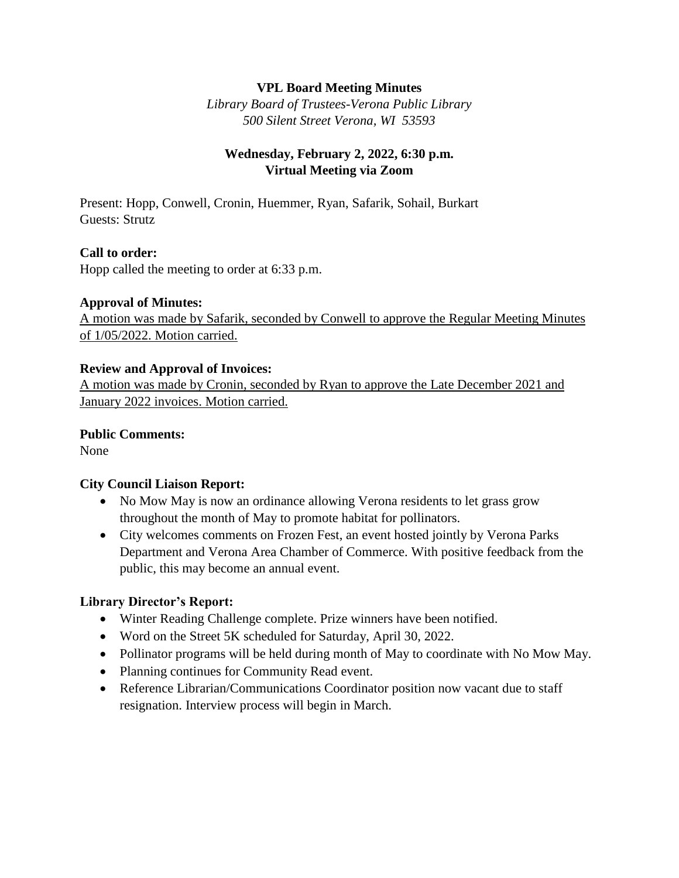# VPL Board Meeting Minutes

*Library Board of Trustees-Verona Public Library*
*500 Silent Street Verona, WI 53593*

**Wednesday, February 2, 2022, 6:30 p.m.**
**Virtual Meeting via Zoom**

Present: Hopp, Conwell, Cronin, Huemmer, Ryan, Safarik, Sohail, Burkart
Guests: Strutz

**Call to order:**
Hopp called the meeting to order at 6:33 p.m.

**Approval of Minutes:**
<u>A motion was made by Safarik, seconded by Conwell to approve the Regular Meeting Minutes of 1/05/2022. Motion carried.</u>

**Review and Approval of Invoices:**
<u>A motion was made by Cronin, seconded by Ryan to approve the Late December 2021 and January 2022 invoices. Motion carried.</u>

**Public Comments:**
None

**City Council Liaison Report:**

- No Mow May is now an ordinance allowing Verona residents to let grass grow throughout the month of May to promote habitat for pollinators.
- City welcomes comments on Frozen Fest, an event hosted jointly by Verona Parks Department and Verona Area Chamber of Commerce. With positive feedback from the public, this may become an annual event.

**Library Director's Report:**

- Winter Reading Challenge complete. Prize winners have been notified.
- Word on the Street 5K scheduled for Saturday, April 30, 2022.
- Pollinator programs will be held during month of May to coordinate with No Mow May.
- Planning continues for Community Read event.
- Reference Librarian/Communications Coordinator position now vacant due to staff resignation. Interview process will begin in March.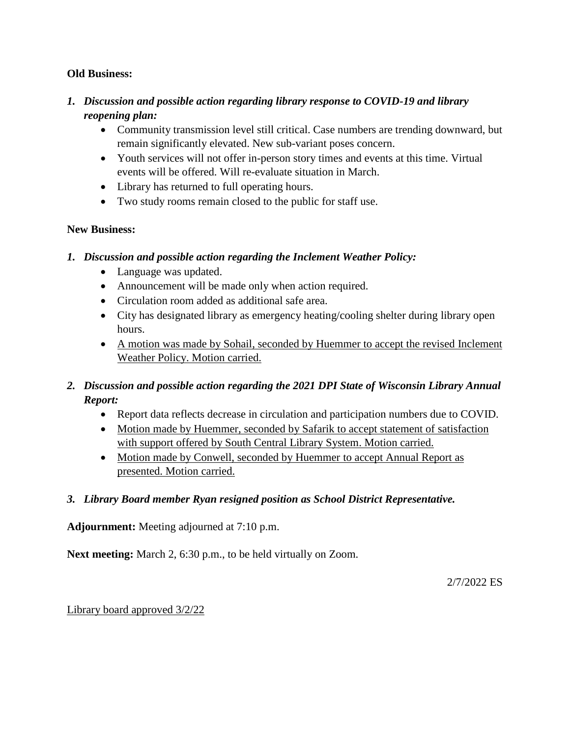**Old Business:**

1. ***Discussion and possible action regarding library response to COVID-19 and library reopening plan:***
    - Community transmission level still critical. Case numbers are trending downward, but remain significantly elevated. New sub-variant poses concern.
    - Youth services will not offer in-person story times and events at this time. Virtual events will be offered. Will re-evaluate situation in March.
    - Library has returned to full operating hours.
    - Two study rooms remain closed to the public for staff use.

**New Business:**

1. ***Discussion and possible action regarding the Inclement Weather Policy:***
    - Language was updated.
    - Announcement will be made only when action required.
    - Circulation room added as additional safe area.
    - City has designated library as emergency heating/cooling shelter during library open hours.
    - <u>A motion was made by Sohail, seconded by Huemmer to accept the revised Inclement Weather Policy. Motion carried.</u>

2. ***Discussion and possible action regarding the 2021 DPI State of Wisconsin Library Annual Report:***
    - Report data reflects decrease in circulation and participation numbers due to COVID.
    - <u>Motion made by Huemmer, seconded by Safarik to accept statement of satisfaction with support offered by South Central Library System. Motion carried.</u>
    - <u>Motion made by Conwell, seconded by Huemmer to accept Annual Report as presented. Motion carried.</u>

3. ***Library Board member Ryan resigned position as School District Representative.***

**Adjournment:** Meeting adjourned at 7:10 p.m.

**Next meeting:** March 2, 6:30 p.m., to be held virtually on Zoom.

2/7/2022 ES

<u>Library board approved 3/2/22</u>